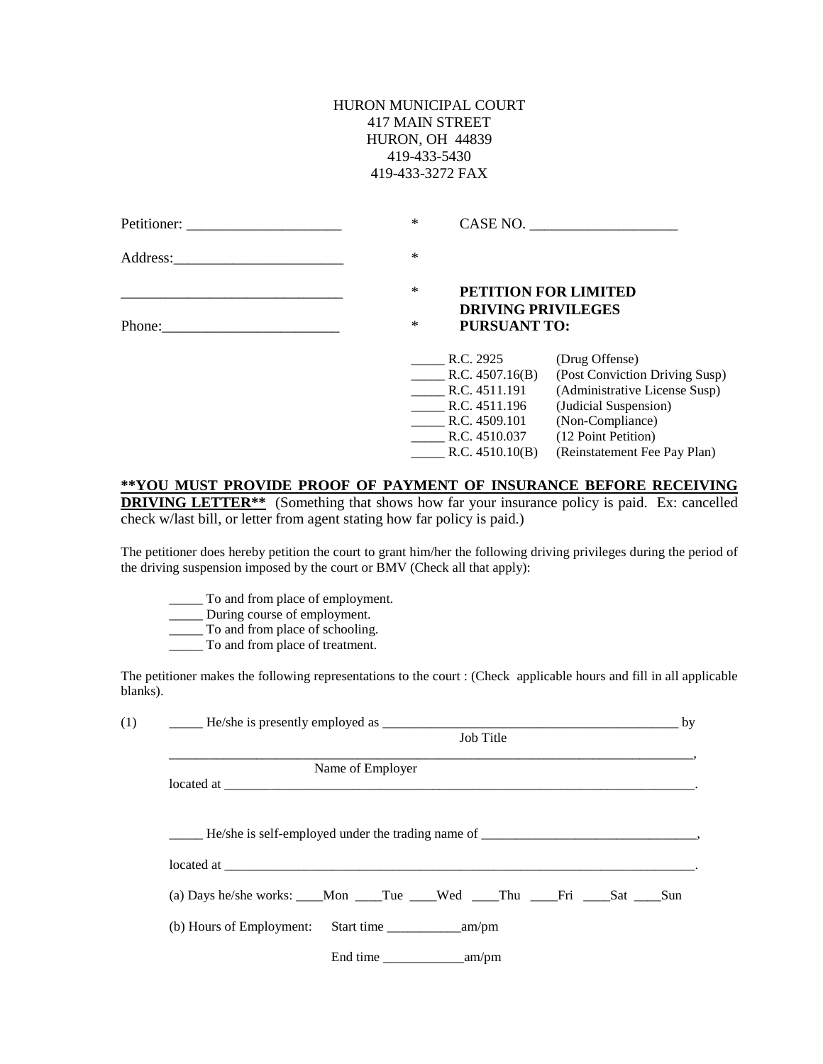HURON MUNICIPAL COURT
417 MAIN STREET
HURON, OH 44839
419-433-5430
419-433-3272 FAX

Petitioner: _____________________ * CASE NO. ____________________

Address:_______________________ *

______________________________ * **PETITION FOR LIMITED DRIVING PRIVILEGES**

Phone:________________________ * **PURSUANT TO:**

_____ R.C. 2925 (Drug Offense)
_____ R.C. 4507.16(B) (Post Conviction Driving Susp)
_____ R.C. 4511.191 (Administrative License Susp)
_____ R.C. 4511.196 (Judicial Suspension)
_____ R.C. 4509.101 (Non-Compliance)
_____ R.C. 4510.037 (12 Point Petition)
_____ R.C. 4510.10(B) (Reinstatement Fee Pay Plan)

**<u>**YOU MUST PROVIDE PROOF OF PAYMENT OF INSURANCE BEFORE RECEIVING DRIVING LETTER**</u>** (Something that shows how far your insurance policy is paid. Ex: cancelled check w/last bill, or letter from agent stating how far policy is paid.)

The petitioner does hereby petition the court to grant him/her the following driving privileges during the period of the driving suspension imposed by the court or BMV (Check all that apply):

_____ To and from place of employment.
_____ During course of employment.
_____ To and from place of schooling.
_____ To and from place of treatment.

The petitioner makes the following representations to the court : (Check applicable hours and fill in all applicable blanks).

(1) _____ He/she is presently employed as _____________________________________________ by
Job Title

_____________________________________________________________________________,
Name of Employer

located at _________________________________________________________________________.

_____ He/she is self-employed under the trading name of ________________________________,

located at _________________________________________________________________________.

(a) Days he/she works: ____Mon ____Tue ____Wed ____Thu ____Fri ____Sat ____Sun

(b) Hours of Employment: Start time ___________am/pm

End time ____________am/pm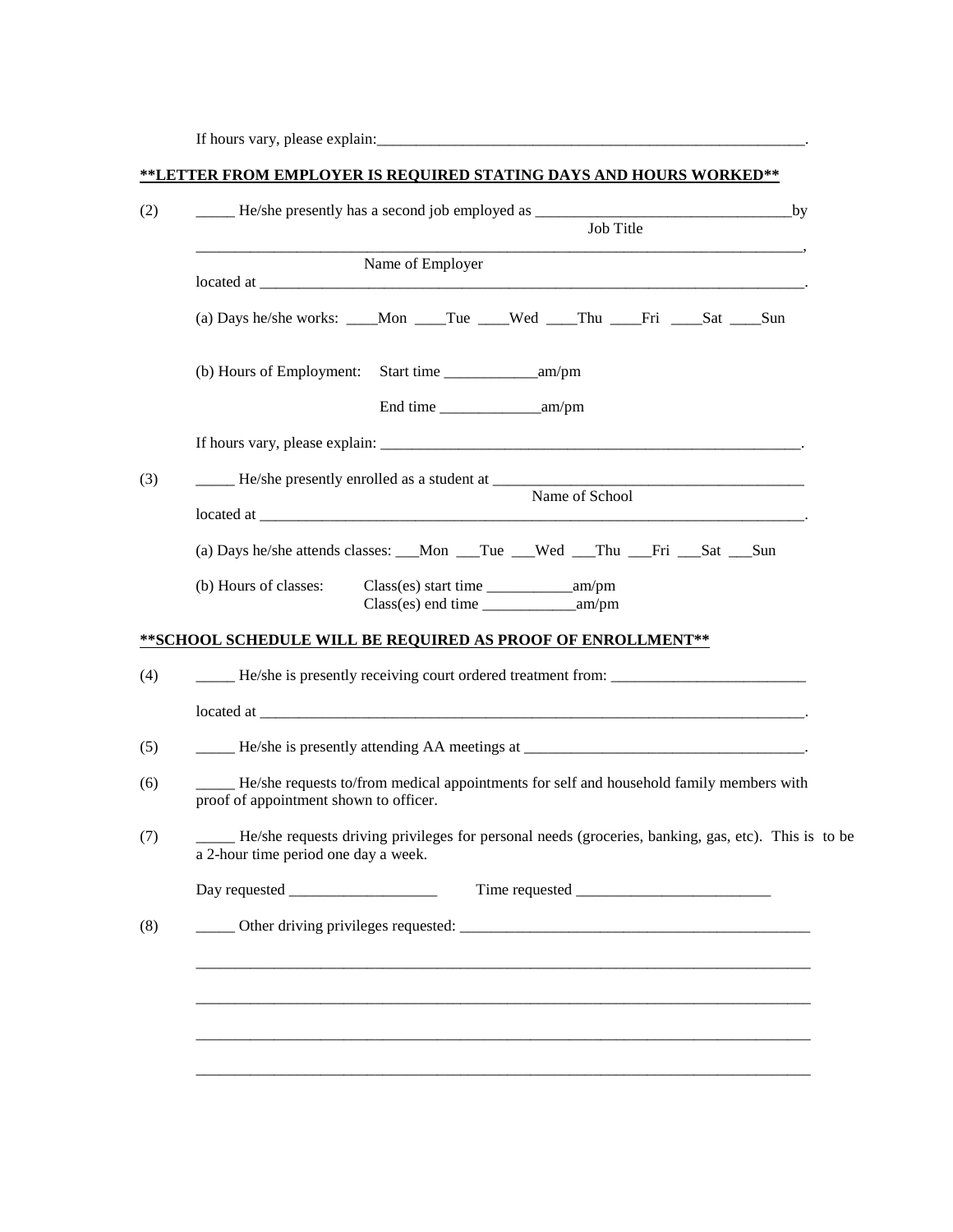If hours vary, please explain:_________________________________________________________.

**<u>**LETTER FROM EMPLOYER IS REQUIRED STATING DAYS AND HOURS WORKED**</u>**

(2) _____ He/she presently has a second job employed as _________________________________by
Job Title

_______________________________________________________________________________,
Name of Employer

located at ______________________________________________________________________.

(a) Days he/she works: ____Mon ____Tue ____Wed ____Thu ____Fri ____Sat ____Sun

(b) Hours of Employment: Start time ____________am/pm

End time _____________am/pm

If hours vary, please explain: ________________________________________________________.

(3) _____ He/she presently enrolled as a student at ________________________________________
Name of School

located at ______________________________________________________________________.

(a) Days he/she attends classes: ___Mon ___Tue ___Wed ___Thu ___Fri ___Sat ___Sun

(b) Hours of classes: Class(es) start time ___________am/pm
Class(es) end time ____________am/pm

**<u>**SCHOOL SCHEDULE WILL BE REQUIRED AS PROOF OF ENROLLMENT**</u>**

(4) _____ He/she is presently receiving court ordered treatment from: _________________________

located at ______________________________________________________________________.

(5) _____ He/she is presently attending AA meetings at ____________________________________.

(6) _____ He/she requests to/from medical appointments for self and household family members with proof of appointment shown to officer.

(7) _____ He/she requests driving privileges for personal needs (groceries, banking, gas, etc). This is to be a 2-hour time period one day a week.

Day requested ___________________ Time requested _________________________

(8) _____ Other driving privileges requested: ______________________________________________

________________________________________________________________________________

________________________________________________________________________________

________________________________________________________________________________

________________________________________________________________________________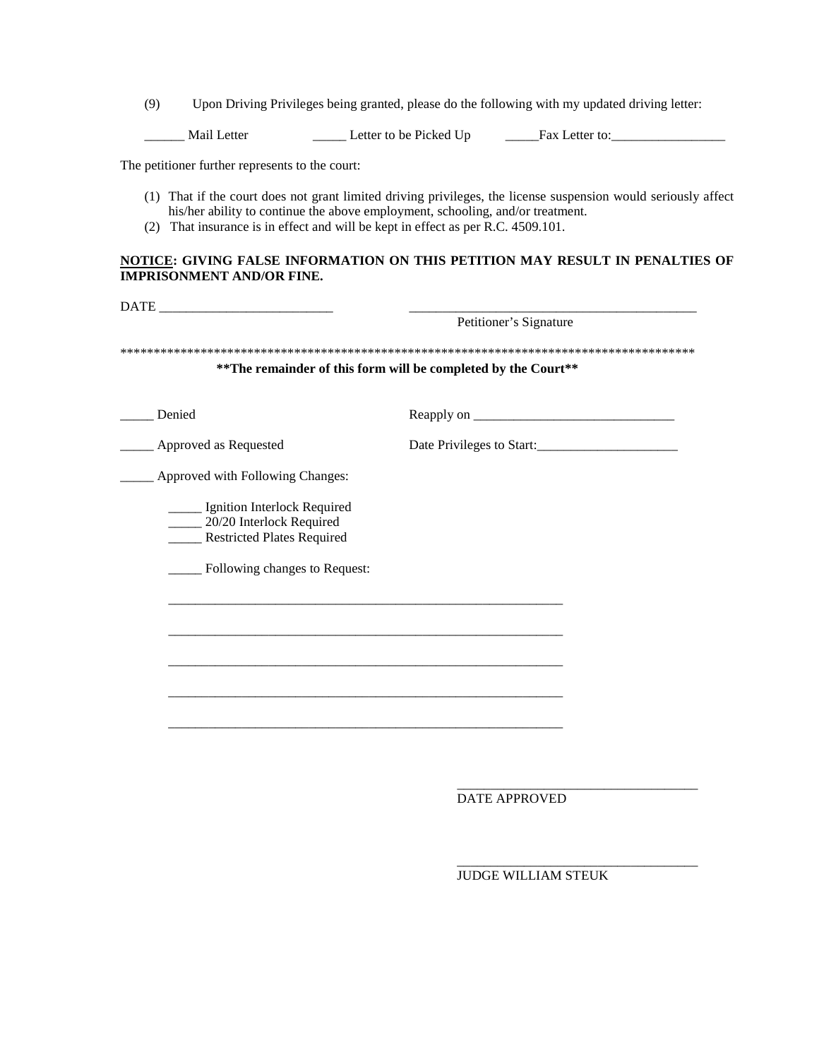(9) Upon Driving Privileges being granted, please do the following with my updated driving letter:

______ Mail Letter _____ Letter to be Picked Up _____Fax Letter to:_________________

The petitioner further represents to the court:

(1) That if the court does not grant limited driving privileges, the license suspension would seriously affect his/her ability to continue the above employment, schooling, and/or treatment.
(2) That insurance is in effect and will be kept in effect as per R.C. 4509.101.

**NOTICE: GIVING FALSE INFORMATION ON THIS PETITION MAY RESULT IN PENALTIES OF IMPRISONMENT AND/OR FINE.**

DATE __________________________ ___________________________________________
Petitioner's Signature

*****************************************************************************************

**\*\*The remainder of this form will be completed by the Court\*\***

_____ Denied Reapply on ______________________________

_____ Approved as Requested Date Privileges to Start:_____________________

_____ Approved with Following Changes:

_____ Ignition Interlock Required
_____ 20/20 Interlock Required
_____ Restricted Plates Required

_____ Following changes to Request:

____________________________________________________________

____________________________________________________________

____________________________________________________________

____________________________________________________________

____________________________________________________________

____________________________________
DATE APPROVED

____________________________________
JUDGE WILLIAM STEUK